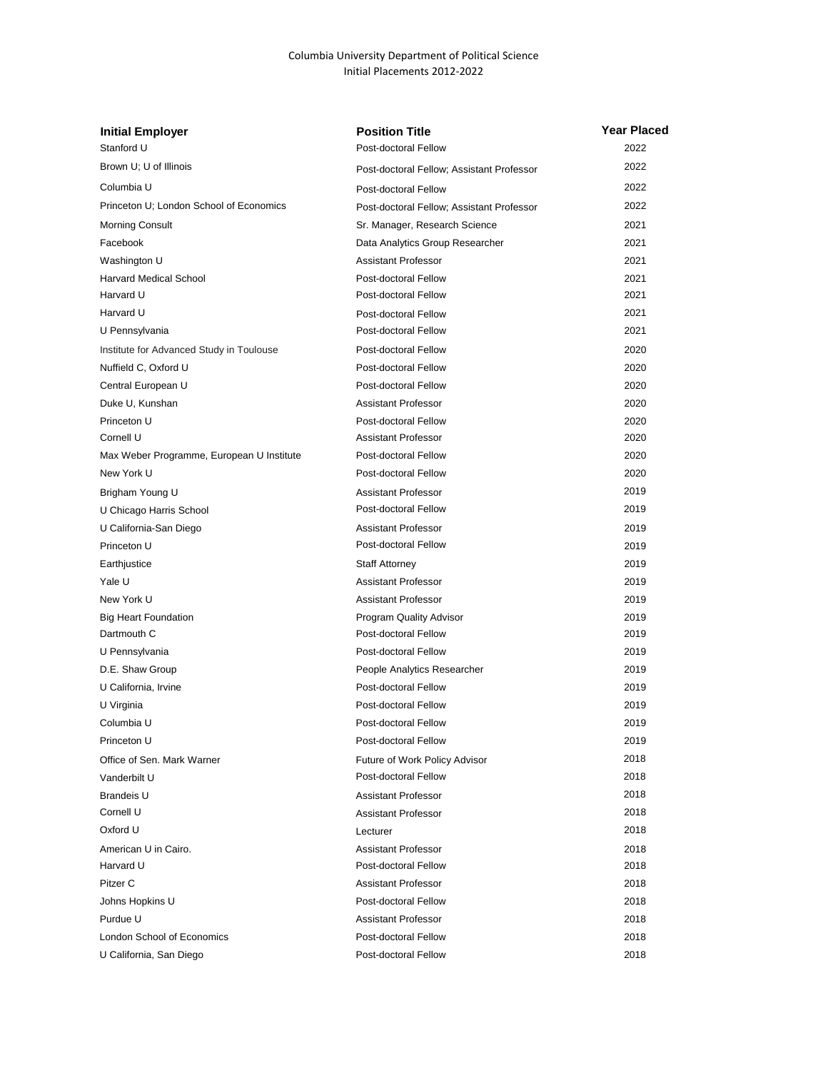Columbia University Department of Political Science
Initial Placements 2012-2022

| Initial Employer | Position Title | Year Placed |
| --- | --- | --- |
| Stanford U | Post-doctoral Fellow | 2022 |
| Brown U; U of Illinois | Post-doctoral Fellow; Assistant Professor | 2022 |
| Columbia U | Post-doctoral Fellow | 2022 |
| Princeton U; London School of Economics | Post-doctoral Fellow; Assistant Professor | 2022 |
| Morning Consult | Sr. Manager, Research Science | 2021 |
| Facebook | Data Analytics Group Researcher | 2021 |
| Washington U | Assistant Professor | 2021 |
| Harvard Medical School | Post-doctoral Fellow | 2021 |
| Harvard U | Post-doctoral Fellow | 2021 |
| Harvard U | Post-doctoral Fellow | 2021 |
| U Pennsylvania | Post-doctoral Fellow | 2021 |
| Institute for Advanced Study in Toulouse | Post-doctoral Fellow | 2020 |
| Nuffield C, Oxford U | Post-doctoral Fellow | 2020 |
| Central European U | Post-doctoral Fellow | 2020 |
| Duke U, Kunshan | Assistant Professor | 2020 |
| Princeton U | Post-doctoral Fellow | 2020 |
| Cornell U | Assistant Professor | 2020 |
| Max Weber Programme, European U Institute | Post-doctoral Fellow | 2020 |
| New York U | Post-doctoral Fellow | 2020 |
| Brigham Young U | Assistant Professor | 2019 |
| U Chicago Harris School | Post-doctoral Fellow | 2019 |
| U California-San Diego | Assistant Professor | 2019 |
| Princeton U | Post-doctoral Fellow | 2019 |
| Earthjustice | Staff Attorney | 2019 |
| Yale U | Assistant Professor | 2019 |
| New York U | Assistant Professor | 2019 |
| Big Heart Foundation | Program Quality Advisor | 2019 |
| Dartmouth C | Post-doctoral Fellow | 2019 |
| U Pennsylvania | Post-doctoral Fellow | 2019 |
| D.E. Shaw Group | People Analytics Researcher | 2019 |
| U California, Irvine | Post-doctoral Fellow | 2019 |
| U Virginia | Post-doctoral Fellow | 2019 |
| Columbia U | Post-doctoral Fellow | 2019 |
| Princeton U | Post-doctoral Fellow | 2019 |
| Office of Sen. Mark Warner | Future of Work Policy Advisor | 2018 |
| Vanderbilt U | Post-doctoral Fellow | 2018 |
| Brandeis U | Assistant Professor | 2018 |
| Cornell U | Assistant Professor | 2018 |
| Oxford U | Lecturer | 2018 |
| American U in Cairo. | Assistant Professor | 2018 |
| Harvard U | Post-doctoral Fellow | 2018 |
| Pitzer C | Assistant Professor | 2018 |
| Johns Hopkins U | Post-doctoral Fellow | 2018 |
| Purdue U | Assistant Professor | 2018 |
| London School of Economics | Post-doctoral Fellow | 2018 |
| U California, San Diego | Post-doctoral Fellow | 2018 |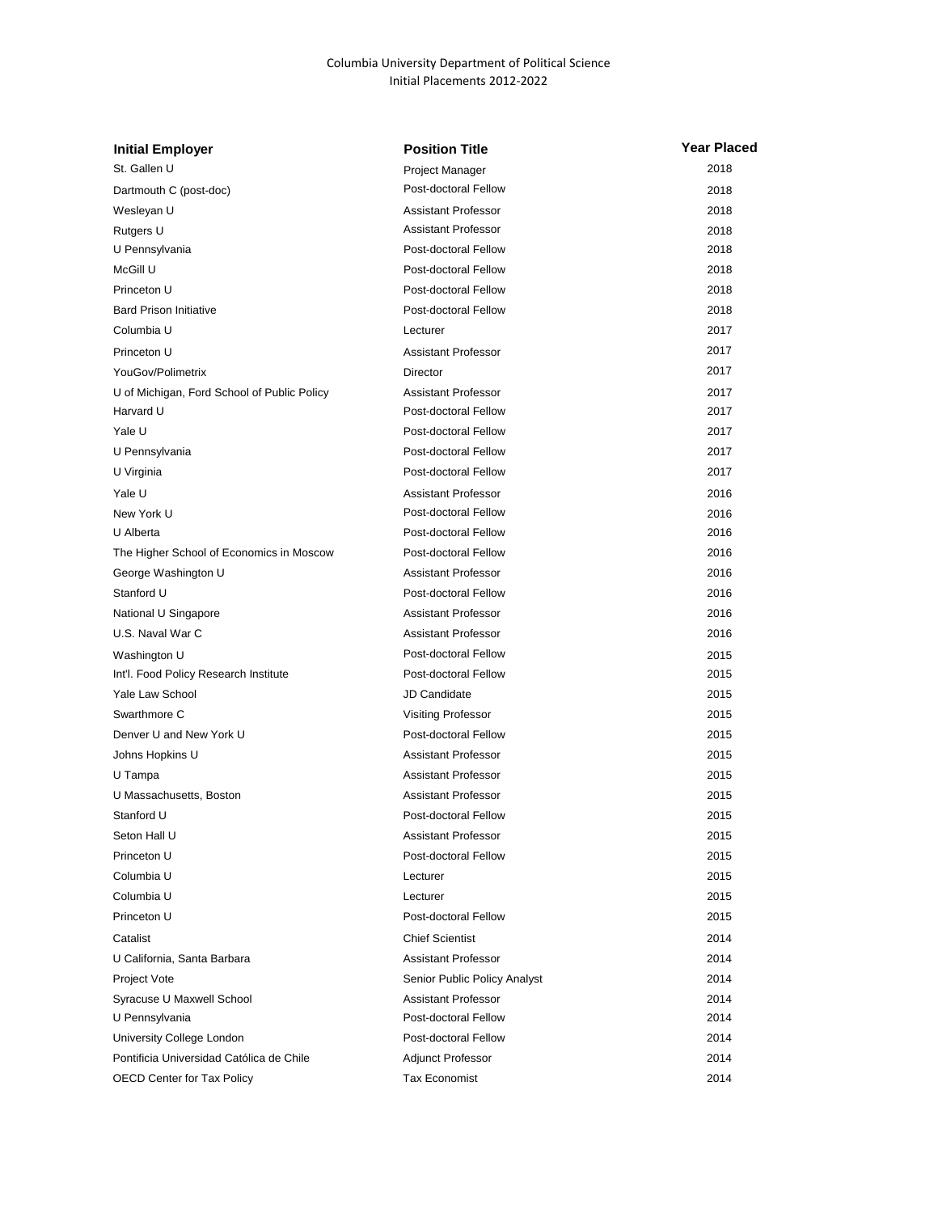Columbia University Department of Political Science
Initial Placements 2012-2022

| Initial Employer | Position Title | Year Placed |
|---|---|---|
| St. Gallen U | Project Manager | 2018 |
| Dartmouth C (post-doc) | Post-doctoral Fellow | 2018 |
| Wesleyan U | Assistant Professor | 2018 |
| Rutgers U | Assistant Professor | 2018 |
| U Pennsylvania | Post-doctoral Fellow | 2018 |
| McGill U | Post-doctoral Fellow | 2018 |
| Princeton U | Post-doctoral Fellow | 2018 |
| Bard Prison Initiative | Post-doctoral Fellow | 2018 |
| Columbia U | Lecturer | 2017 |
| Princeton U | Assistant Professor | 2017 |
| YouGov/Polimetrix | Director | 2017 |
| U of Michigan, Ford School of Public Policy | Assistant Professor | 2017 |
| Harvard U | Post-doctoral Fellow | 2017 |
| Yale U | Post-doctoral Fellow | 2017 |
| U Pennsylvania | Post-doctoral Fellow | 2017 |
| U Virginia | Post-doctoral Fellow | 2017 |
| Yale U | Assistant Professor | 2016 |
| New York U | Post-doctoral Fellow | 2016 |
| U Alberta | Post-doctoral Fellow | 2016 |
| The Higher School of Economics in Moscow | Post-doctoral Fellow | 2016 |
| George Washington U | Assistant Professor | 2016 |
| Stanford U | Post-doctoral Fellow | 2016 |
| National U Singapore | Assistant Professor | 2016 |
| U.S. Naval War C | Assistant Professor | 2016 |
| Washington U | Post-doctoral Fellow | 2015 |
| Int'l. Food Policy Research Institute | Post-doctoral Fellow | 2015 |
| Yale Law School | JD Candidate | 2015 |
| Swarthmore C | Visiting Professor | 2015 |
| Denver U and New York U | Post-doctoral Fellow | 2015 |
| Johns Hopkins U | Assistant Professor | 2015 |
| U Tampa | Assistant Professor | 2015 |
| U Massachusetts, Boston | Assistant Professor | 2015 |
| Stanford U | Post-doctoral Fellow | 2015 |
| Seton Hall U | Assistant Professor | 2015 |
| Princeton U | Post-doctoral Fellow | 2015 |
| Columbia U | Lecturer | 2015 |
| Columbia U | Lecturer | 2015 |
| Princeton U | Post-doctoral Fellow | 2015 |
| Catalist | Chief Scientist | 2014 |
| U California, Santa Barbara | Assistant Professor | 2014 |
| Project Vote | Senior Public Policy Analyst | 2014 |
| Syracuse U Maxwell School | Assistant Professor | 2014 |
| U Pennsylvania | Post-doctoral Fellow | 2014 |
| University College London | Post-doctoral Fellow | 2014 |
| Pontificia Universidad Católica de Chile | Adjunct Professor | 2014 |
| OECD Center for Tax Policy | Tax Economist | 2014 |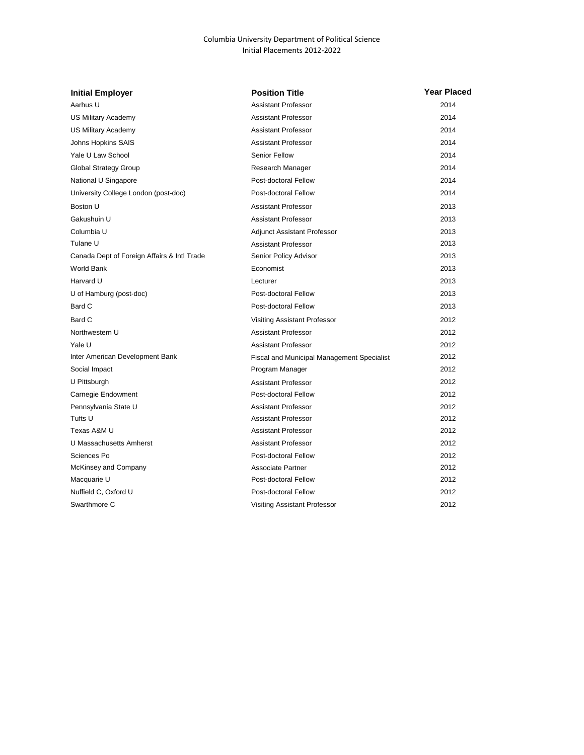Columbia University Department of Political Science
Initial Placements 2012-2022

| Initial Employer | Position Title | Year Placed |
|---|---|---|
| Aarhus U | Assistant Professor | 2014 |
| US Military Academy | Assistant Professor | 2014 |
| US Military Academy | Assistant Professor | 2014 |
| Johns Hopkins SAIS | Assistant Professor | 2014 |
| Yale U Law School | Senior Fellow | 2014 |
| Global Strategy Group | Research Manager | 2014 |
| National U Singapore | Post-doctoral Fellow | 2014 |
| University College London (post-doc) | Post-doctoral Fellow | 2014 |
| Boston U | Assistant Professor | 2013 |
| Gakushuin U | Assistant Professor | 2013 |
| Columbia U | Adjunct Assistant Professor | 2013 |
| Tulane U | Assistant Professor | 2013 |
| Canada Dept of Foreign Affairs & Intl Trade | Senior Policy Advisor | 2013 |
| World Bank | Economist | 2013 |
| Harvard U | Lecturer | 2013 |
| U of Hamburg (post-doc) | Post-doctoral Fellow | 2013 |
| Bard C | Post-doctoral Fellow | 2013 |
| Bard C | Visiting Assistant Professor | 2012 |
| Northwestern U | Assistant Professor | 2012 |
| Yale U | Assistant Professor | 2012 |
| Inter American Development Bank | Fiscal and Municipal Management Specialist | 2012 |
| Social Impact | Program Manager | 2012 |
| U Pittsburgh | Assistant Professor | 2012 |
| Carnegie Endowment | Post-doctoral Fellow | 2012 |
| Pennsylvania State U | Assistant Professor | 2012 |
| Tufts U | Assistant Professor | 2012 |
| Texas A&M U | Assistant Professor | 2012 |
| U Massachusetts Amherst | Assistant Professor | 2012 |
| Sciences Po | Post-doctoral Fellow | 2012 |
| McKinsey and Company | Associate Partner | 2012 |
| Macquarie U | Post-doctoral Fellow | 2012 |
| Nuffield C, Oxford U | Post-doctoral Fellow | 2012 |
| Swarthmore C | Visiting Assistant Professor | 2012 |